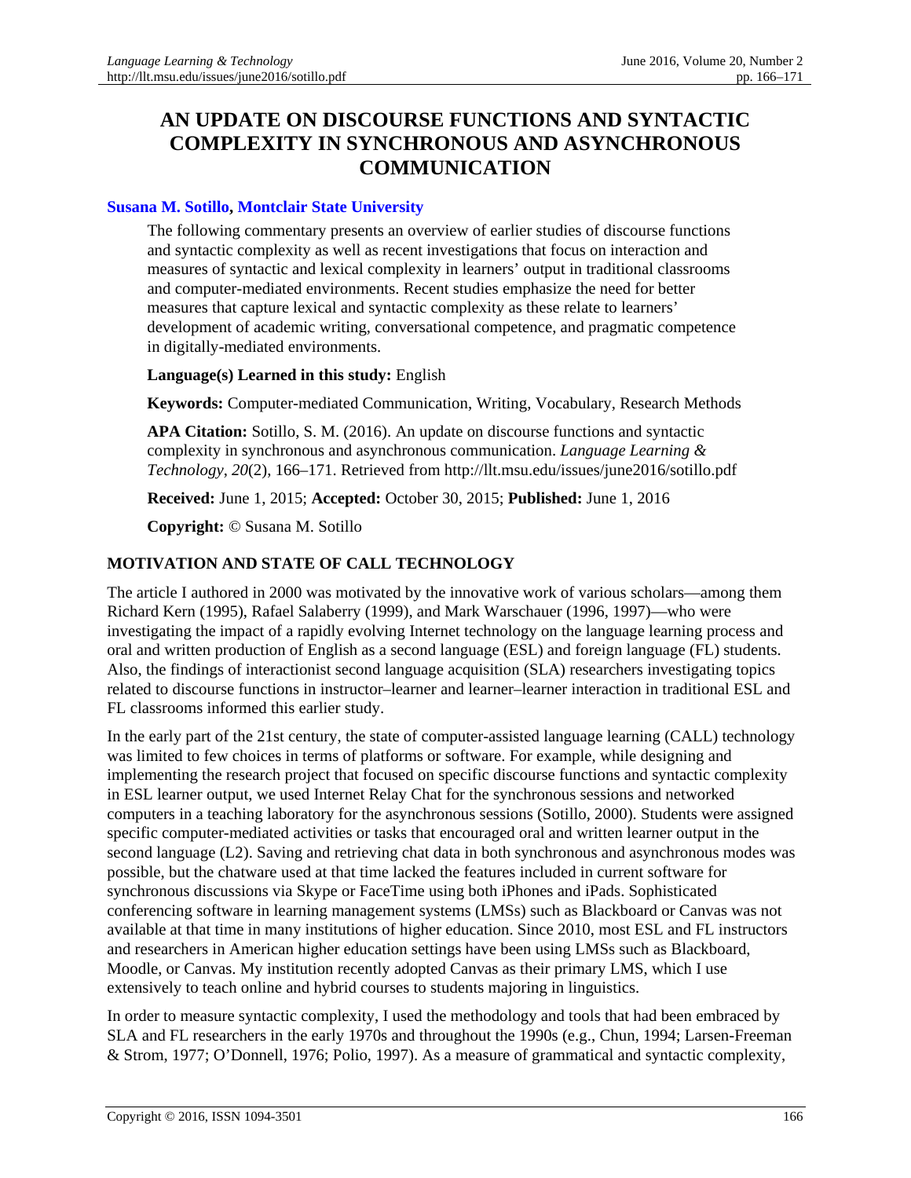# AN UPDATE ON DISCOURSE FUNCTIONS AND SYNTACTIC COMPLEXITY IN SYNCHRONOUS AND ASYNCHRONOUS COMMUNICATION

**Susana M. Sotillo, Montclair State University**

The following commentary presents an overview of earlier studies of discourse functions and syntactic complexity as well as recent investigations that focus on interaction and measures of syntactic and lexical complexity in learners' output in traditional classrooms and computer-mediated environments. Recent studies emphasize the need for better measures that capture lexical and syntactic complexity as these relate to learners' development of academic writing, conversational competence, and pragmatic competence in digitally-mediated environments.

**Language(s) Learned in this study:** English

**Keywords:** Computer-mediated Communication, Writing, Vocabulary, Research Methods

**APA Citation:** Sotillo, S. M. (2016). An update on discourse functions and syntactic complexity in synchronous and asynchronous communication. *Language Learning & Technology*, *20*(2), 166–171. Retrieved from http://llt.msu.edu/issues/june2016/sotillo.pdf

**Received:** June 1, 2015; **Accepted:** October 30, 2015; **Published:** June 1, 2016

**Copyright:** © Susana M. Sotillo

## MOTIVATION AND STATE OF CALL TECHNOLOGY

The article I authored in 2000 was motivated by the innovative work of various scholars—among them Richard Kern (1995), Rafael Salaberry (1999), and Mark Warschauer (1996, 1997)—who were investigating the impact of a rapidly evolving Internet technology on the language learning process and oral and written production of English as a second language (ESL) and foreign language (FL) students. Also, the findings of interactionist second language acquisition (SLA) researchers investigating topics related to discourse functions in instructor–learner and learner–learner interaction in traditional ESL and FL classrooms informed this earlier study.

In the early part of the 21st century, the state of computer-assisted language learning (CALL) technology was limited to few choices in terms of platforms or software. For example, while designing and implementing the research project that focused on specific discourse functions and syntactic complexity in ESL learner output, we used Internet Relay Chat for the synchronous sessions and networked computers in a teaching laboratory for the asynchronous sessions (Sotillo, 2000). Students were assigned specific computer-mediated activities or tasks that encouraged oral and written learner output in the second language (L2). Saving and retrieving chat data in both synchronous and asynchronous modes was possible, but the chatware used at that time lacked the features included in current software for synchronous discussions via Skype or FaceTime using both iPhones and iPads. Sophisticated conferencing software in learning management systems (LMSs) such as Blackboard or Canvas was not available at that time in many institutions of higher education. Since 2010, most ESL and FL instructors and researchers in American higher education settings have been using LMSs such as Blackboard, Moodle, or Canvas. My institution recently adopted Canvas as their primary LMS, which I use extensively to teach online and hybrid courses to students majoring in linguistics.

In order to measure syntactic complexity, I used the methodology and tools that had been embraced by SLA and FL researchers in the early 1970s and throughout the 1990s (e.g., Chun, 1994; Larsen-Freeman & Strom, 1977; O'Donnell, 1976; Polio, 1997). As a measure of grammatical and syntactic complexity,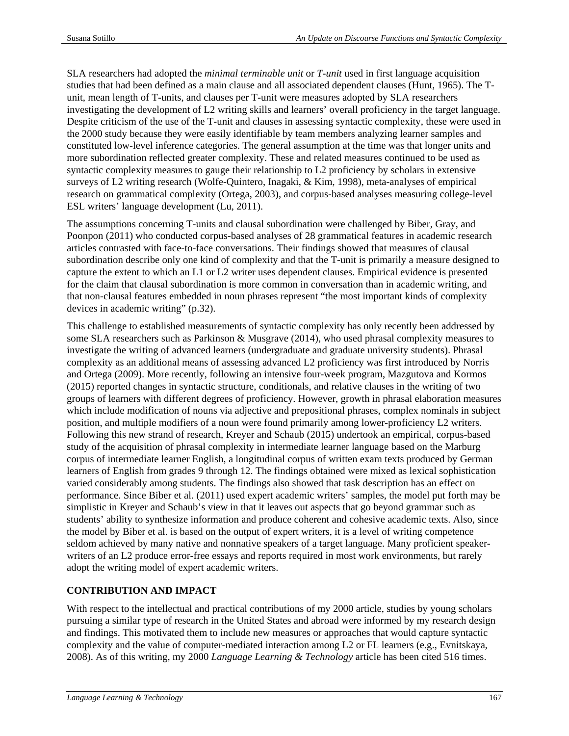SLA researchers had adopted the *minimal terminable unit* or *T-unit* used in first language acquisition studies that had been defined as a main clause and all associated dependent clauses (Hunt, 1965). The T-unit, mean length of T-units, and clauses per T-unit were measures adopted by SLA researchers investigating the development of L2 writing skills and learners' overall proficiency in the target language. Despite criticism of the use of the T-unit and clauses in assessing syntactic complexity, these were used in the 2000 study because they were easily identifiable by team members analyzing learner samples and constituted low-level inference categories. The general assumption at the time was that longer units and more subordination reflected greater complexity. These and related measures continued to be used as syntactic complexity measures to gauge their relationship to L2 proficiency by scholars in extensive surveys of L2 writing research (Wolfe-Quintero, Inagaki, & Kim, 1998), meta-analyses of empirical research on grammatical complexity (Ortega, 2003), and corpus-based analyses measuring college-level ESL writers' language development (Lu, 2011).

The assumptions concerning T-units and clausal subordination were challenged by Biber, Gray, and Poonpon (2011) who conducted corpus-based analyses of 28 grammatical features in academic research articles contrasted with face-to-face conversations. Their findings showed that measures of clausal subordination describe only one kind of complexity and that the T-unit is primarily a measure designed to capture the extent to which an L1 or L2 writer uses dependent clauses. Empirical evidence is presented for the claim that clausal subordination is more common in conversation than in academic writing, and that non-clausal features embedded in noun phrases represent "the most important kinds of complexity devices in academic writing" (p.32).

This challenge to established measurements of syntactic complexity has only recently been addressed by some SLA researchers such as Parkinson & Musgrave (2014), who used phrasal complexity measures to investigate the writing of advanced learners (undergraduate and graduate university students). Phrasal complexity as an additional means of assessing advanced L2 proficiency was first introduced by Norris and Ortega (2009). More recently, following an intensive four-week program, Mazgutova and Kormos (2015) reported changes in syntactic structure, conditionals, and relative clauses in the writing of two groups of learners with different degrees of proficiency. However, growth in phrasal elaboration measures which include modification of nouns via adjective and prepositional phrases, complex nominals in subject position, and multiple modifiers of a noun were found primarily among lower-proficiency L2 writers. Following this new strand of research, Kreyer and Schaub (2015) undertook an empirical, corpus-based study of the acquisition of phrasal complexity in intermediate learner language based on the Marburg corpus of intermediate learner English, a longitudinal corpus of written exam texts produced by German learners of English from grades 9 through 12. The findings obtained were mixed as lexical sophistication varied considerably among students. The findings also showed that task description has an effect on performance. Since Biber et al. (2011) used expert academic writers' samples, the model put forth may be simplistic in Kreyer and Schaub's view in that it leaves out aspects that go beyond grammar such as students' ability to synthesize information and produce coherent and cohesive academic texts. Also, since the model by Biber et al. is based on the output of expert writers, it is a level of writing competence seldom achieved by many native and nonnative speakers of a target language. Many proficient speaker-writers of an L2 produce error-free essays and reports required in most work environments, but rarely adopt the writing model of expert academic writers.

## CONTRIBUTION AND IMPACT

With respect to the intellectual and practical contributions of my 2000 article, studies by young scholars pursuing a similar type of research in the United States and abroad were informed by my research design and findings. This motivated them to include new measures or approaches that would capture syntactic complexity and the value of computer-mediated interaction among L2 or FL learners (e.g., Evnitskaya, 2008). As of this writing, my 2000 *Language Learning & Technology* article has been cited 516 times.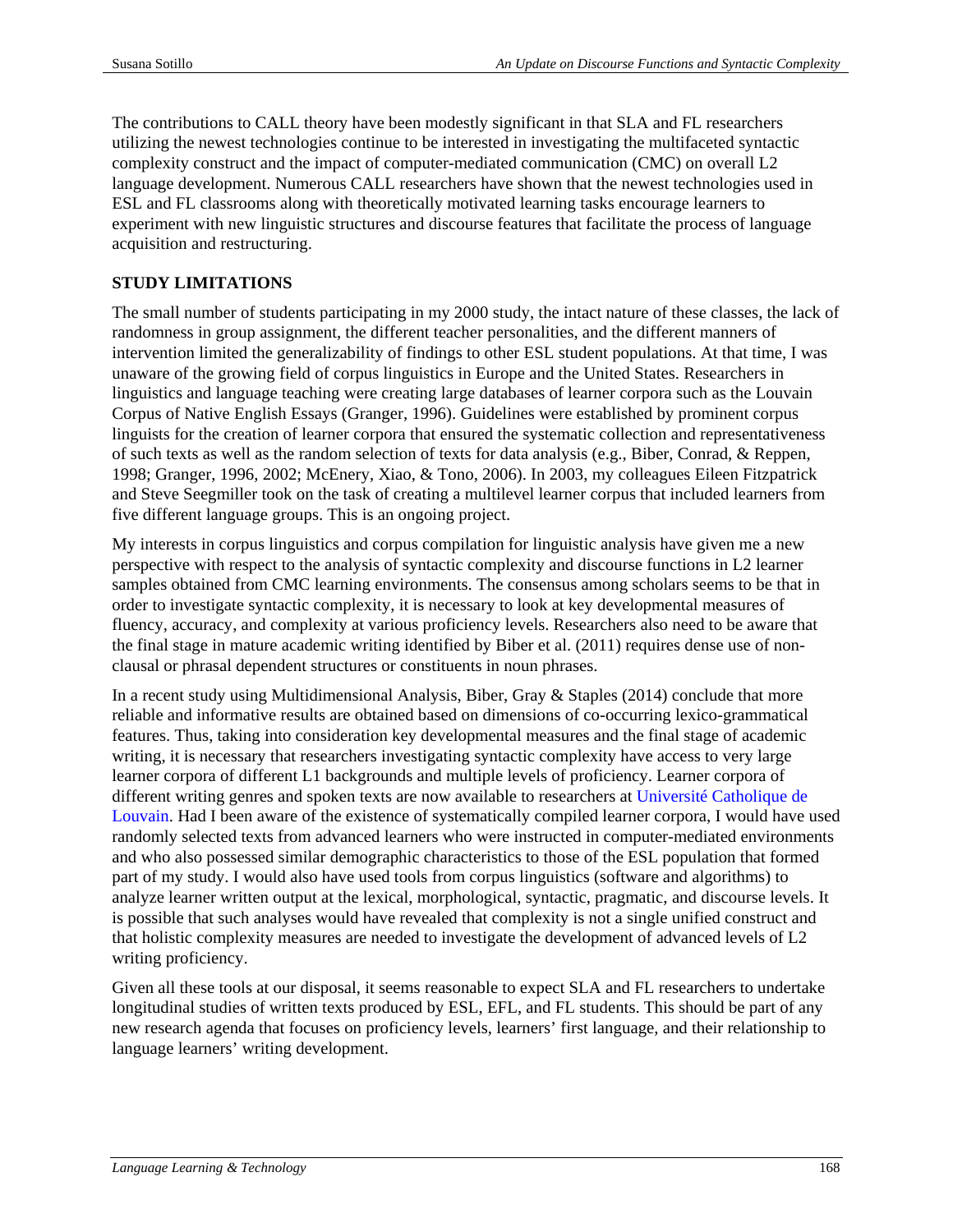The contributions to CALL theory have been modestly significant in that SLA and FL researchers utilizing the newest technologies continue to be interested in investigating the multifaceted syntactic complexity construct and the impact of computer-mediated communication (CMC) on overall L2 language development. Numerous CALL researchers have shown that the newest technologies used in ESL and FL classrooms along with theoretically motivated learning tasks encourage learners to experiment with new linguistic structures and discourse features that facilitate the process of language acquisition and restructuring.

**STUDY LIMITATIONS**

The small number of students participating in my 2000 study, the intact nature of these classes, the lack of randomness in group assignment, the different teacher personalities, and the different manners of intervention limited the generalizability of findings to other ESL student populations. At that time, I was unaware of the growing field of corpus linguistics in Europe and the United States. Researchers in linguistics and language teaching were creating large databases of learner corpora such as the Louvain Corpus of Native English Essays (Granger, 1996). Guidelines were established by prominent corpus linguists for the creation of learner corpora that ensured the systematic collection and representativeness of such texts as well as the random selection of texts for data analysis (e.g., Biber, Conrad, & Reppen, 1998; Granger, 1996, 2002; McEnery, Xiao, & Tono, 2006). In 2003, my colleagues Eileen Fitzpatrick and Steve Seegmiller took on the task of creating a multilevel learner corpus that included learners from five different language groups. This is an ongoing project.

My interests in corpus linguistics and corpus compilation for linguistic analysis have given me a new perspective with respect to the analysis of syntactic complexity and discourse functions in L2 learner samples obtained from CMC learning environments. The consensus among scholars seems to be that in order to investigate syntactic complexity, it is necessary to look at key developmental measures of fluency, accuracy, and complexity at various proficiency levels. Researchers also need to be aware that the final stage in mature academic writing identified by Biber et al. (2011) requires dense use of non-clausal or phrasal dependent structures or constituents in noun phrases.

In a recent study using Multidimensional Analysis, Biber, Gray & Staples (2014) conclude that more reliable and informative results are obtained based on dimensions of co-occurring lexico-grammatical features. Thus, taking into consideration key developmental measures and the final stage of academic writing, it is necessary that researchers investigating syntactic complexity have access to very large learner corpora of different L1 backgrounds and multiple levels of proficiency. Learner corpora of different writing genres and spoken texts are now available to researchers at Université Catholique de Louvain. Had I been aware of the existence of systematically compiled learner corpora, I would have used randomly selected texts from advanced learners who were instructed in computer-mediated environments and who also possessed similar demographic characteristics to those of the ESL population that formed part of my study. I would also have used tools from corpus linguistics (software and algorithms) to analyze learner written output at the lexical, morphological, syntactic, pragmatic, and discourse levels. It is possible that such analyses would have revealed that complexity is not a single unified construct and that holistic complexity measures are needed to investigate the development of advanced levels of L2 writing proficiency.

Given all these tools at our disposal, it seems reasonable to expect SLA and FL researchers to undertake longitudinal studies of written texts produced by ESL, EFL, and FL students. This should be part of any new research agenda that focuses on proficiency levels, learners' first language, and their relationship to language learners' writing development.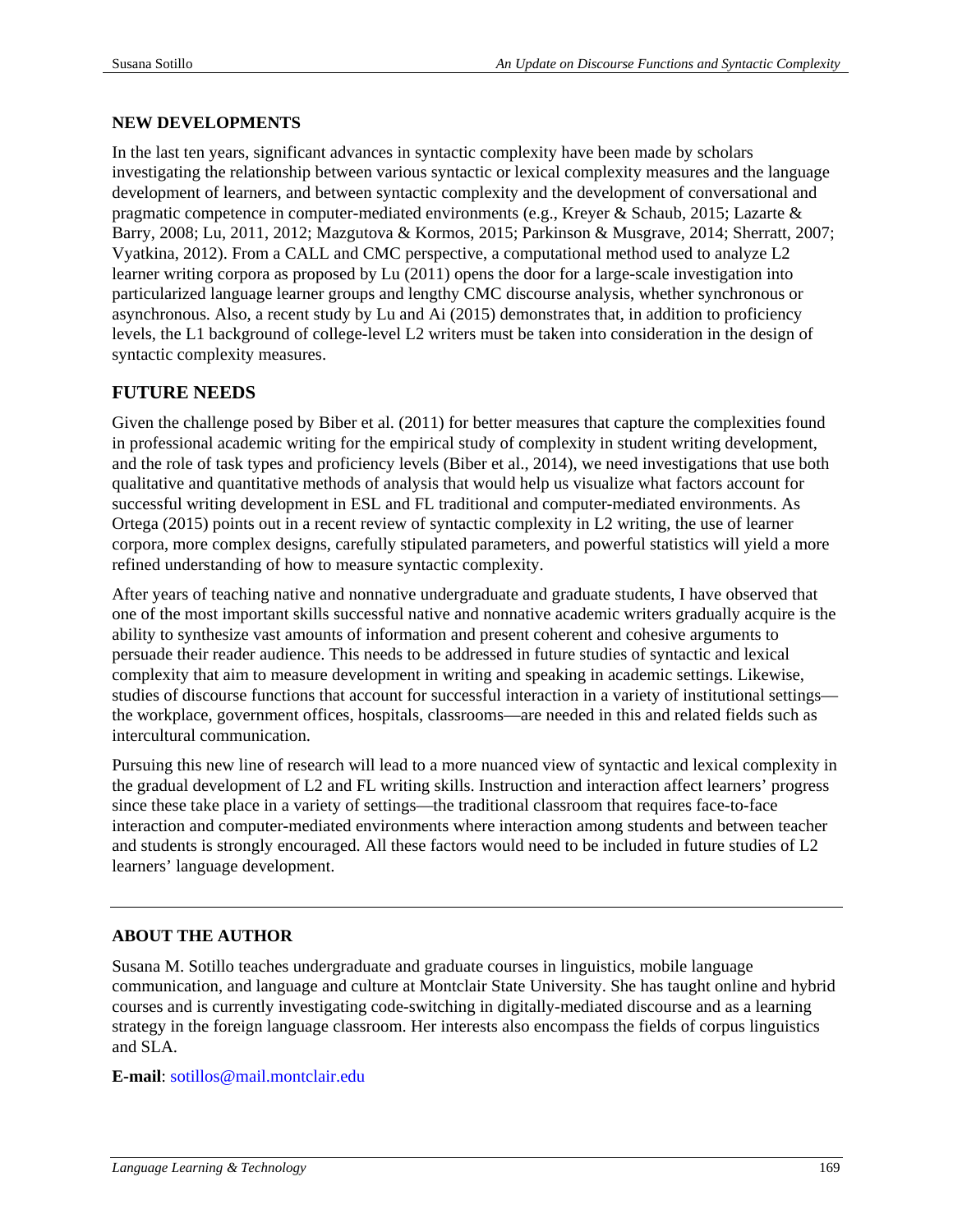## NEW DEVELOPMENTS

In the last ten years, significant advances in syntactic complexity have been made by scholars investigating the relationship between various syntactic or lexical complexity measures and the language development of learners, and between syntactic complexity and the development of conversational and pragmatic competence in computer-mediated environments (e.g., Kreyer & Schaub, 2015; Lazarte & Barry, 2008; Lu, 2011, 2012; Mazgutova & Kormos, 2015; Parkinson & Musgrave, 2014; Sherratt, 2007; Vyatkina, 2012). From a CALL and CMC perspective, a computational method used to analyze L2 learner writing corpora as proposed by Lu (2011) opens the door for a large-scale investigation into particularized language learner groups and lengthy CMC discourse analysis, whether synchronous or asynchronous. Also, a recent study by Lu and Ai (2015) demonstrates that, in addition to proficiency levels, the L1 background of college-level L2 writers must be taken into consideration in the design of syntactic complexity measures.

## FUTURE NEEDS

Given the challenge posed by Biber et al. (2011) for better measures that capture the complexities found in professional academic writing for the empirical study of complexity in student writing development, and the role of task types and proficiency levels (Biber et al., 2014), we need investigations that use both qualitative and quantitative methods of analysis that would help us visualize what factors account for successful writing development in ESL and FL traditional and computer-mediated environments. As Ortega (2015) points out in a recent review of syntactic complexity in L2 writing, the use of learner corpora, more complex designs, carefully stipulated parameters, and powerful statistics will yield a more refined understanding of how to measure syntactic complexity.

After years of teaching native and nonnative undergraduate and graduate students, I have observed that one of the most important skills successful native and nonnative academic writers gradually acquire is the ability to synthesize vast amounts of information and present coherent and cohesive arguments to persuade their reader audience. This needs to be addressed in future studies of syntactic and lexical complexity that aim to measure development in writing and speaking in academic settings. Likewise, studies of discourse functions that account for successful interaction in a variety of institutional settings—the workplace, government offices, hospitals, classrooms—are needed in this and related fields such as intercultural communication.

Pursuing this new line of research will lead to a more nuanced view of syntactic and lexical complexity in the gradual development of L2 and FL writing skills. Instruction and interaction affect learners' progress since these take place in a variety of settings—the traditional classroom that requires face-to-face interaction and computer-mediated environments where interaction among students and between teacher and students is strongly encouraged. All these factors would need to be included in future studies of L2 learners' language development.

---

## ABOUT THE AUTHOR

Susana M. Sotillo teaches undergraduate and graduate courses in linguistics, mobile language communication, and language and culture at Montclair State University. She has taught online and hybrid courses and is currently investigating code-switching in digitally-mediated discourse and as a learning strategy in the foreign language classroom. Her interests also encompass the fields of corpus linguistics and SLA.

**E-mail**: sotillos@mail.montclair.edu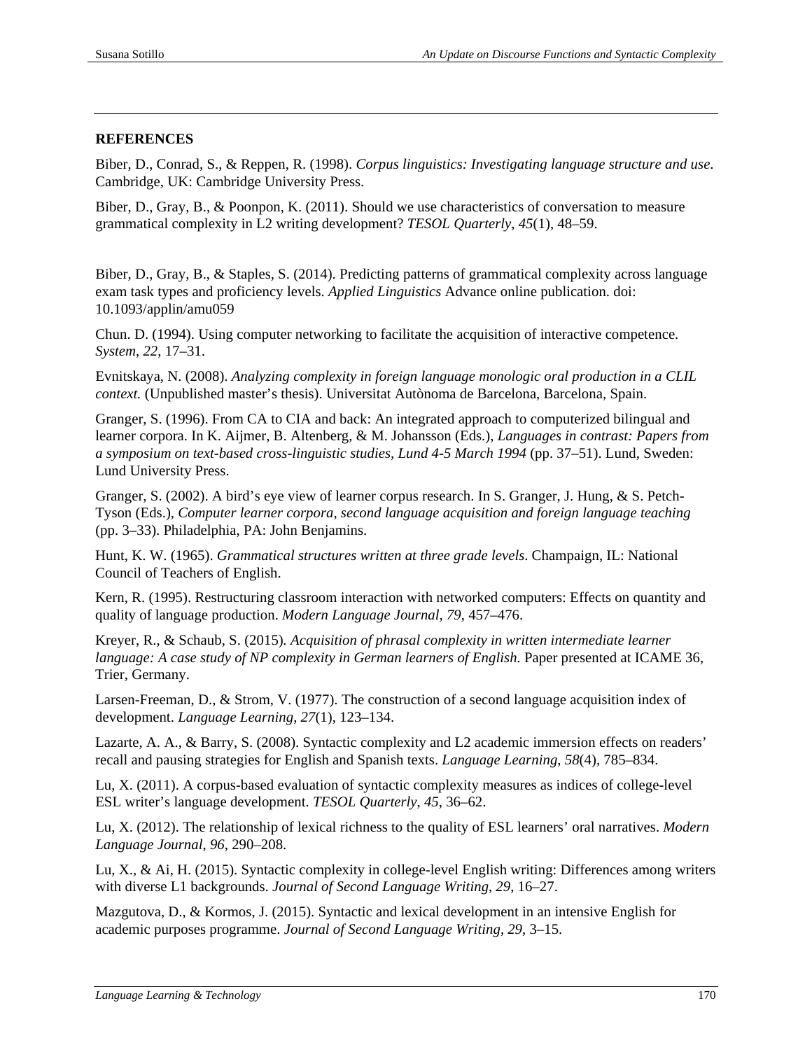## REFERENCES

Biber, D., Conrad, S., & Reppen, R. (1998). *Corpus linguistics: Investigating language structure and use*. Cambridge, UK: Cambridge University Press.

Biber, D., Gray, B., & Poonpon, K. (2011). Should we use characteristics of conversation to measure grammatical complexity in L2 writing development? *TESOL Quarterly*, *45*(1), 48–59.

Biber, D., Gray, B., & Staples, S. (2014). Predicting patterns of grammatical complexity across language exam task types and proficiency levels. *Applied Linguistics* Advance online publication. doi: 10.1093/applin/amu059

Chun. D. (1994). Using computer networking to facilitate the acquisition of interactive competence. *System*, *22*, 17–31.

Evnitskaya, N. (2008). *Analyzing complexity in foreign language monologic oral production in a CLIL context.* (Unpublished master's thesis). Universitat Autònoma de Barcelona, Barcelona, Spain.

Granger, S. (1996). From CA to CIA and back: An integrated approach to computerized bilingual and learner corpora. In K. Aijmer, B. Altenberg, & M. Johansson (Eds.), *Languages in contrast: Papers from a symposium on text-based cross-linguistic studies, Lund 4-5 March 1994* (pp. 37–51). Lund, Sweden: Lund University Press.

Granger, S. (2002). A bird's eye view of learner corpus research. In S. Granger, J. Hung, & S. Petch-Tyson (Eds.), *Computer learner corpora, second language acquisition and foreign language teaching* (pp. 3–33). Philadelphia, PA: John Benjamins.

Hunt, K. W. (1965). *Grammatical structures written at three grade levels*. Champaign, IL: National Council of Teachers of English.

Kern, R. (1995). Restructuring classroom interaction with networked computers: Effects on quantity and quality of language production. *Modern Language Journal*, *79*, 457–476.

Kreyer, R., & Schaub, S. (2015). *Acquisition of phrasal complexity in written intermediate learner language: A case study of NP complexity in German learners of English.* Paper presented at ICAME 36, Trier, Germany.

Larsen-Freeman, D., & Strom, V. (1977). The construction of a second language acquisition index of development. *Language Learning, 27*(1), 123–134.

Lazarte, A. A., & Barry, S. (2008). Syntactic complexity and L2 academic immersion effects on readers' recall and pausing strategies for English and Spanish texts. *Language Learning*, *58*(4), 785–834.

Lu, X. (2011). A corpus-based evaluation of syntactic complexity measures as indices of college-level ESL writer's language development. *TESOL Quarterly*, *45*, 36–62.

Lu, X. (2012). The relationship of lexical richness to the quality of ESL learners' oral narratives. *Modern Language Journal*, *96*, 290–208.

Lu, X., & Ai, H. (2015). Syntactic complexity in college-level English writing: Differences among writers with diverse L1 backgrounds. *Journal of Second Language Writing*, *29*, 16–27.

Mazgutova, D., & Kormos, J. (2015). Syntactic and lexical development in an intensive English for academic purposes programme. *Journal of Second Language Writing*, *29*, 3–15.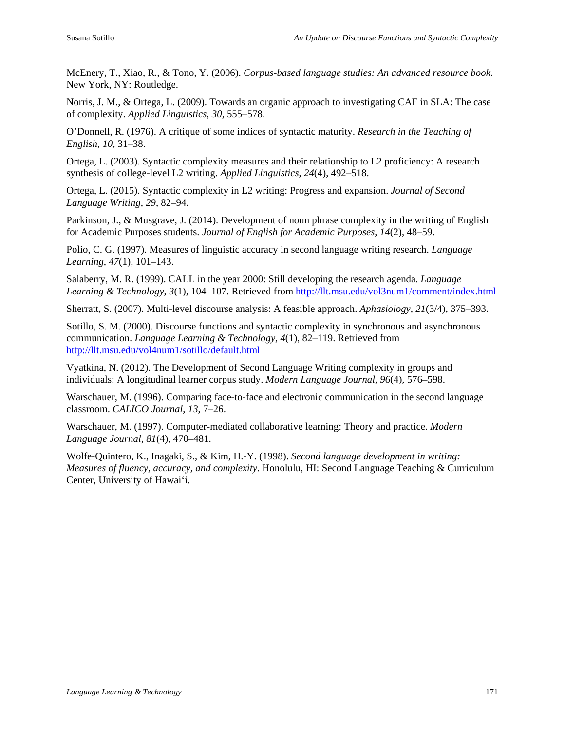McEnery, T., Xiao, R., & Tono, Y. (2006). *Corpus-based language studies: An advanced resource book.* New York, NY: Routledge.

Norris, J. M., & Ortega, L. (2009). Towards an organic approach to investigating CAF in SLA: The case of complexity. *Applied Linguistics*, *30*, 555–578.

O'Donnell, R. (1976). A critique of some indices of syntactic maturity. *Research in the Teaching of English*, *10*, 31–38.

Ortega, L. (2003). Syntactic complexity measures and their relationship to L2 proficiency: A research synthesis of college-level L2 writing. *Applied Linguistics*, *24*(4), 492–518.

Ortega, L. (2015). Syntactic complexity in L2 writing: Progress and expansion. *Journal of Second Language Writing*, *29*, 82–94.

Parkinson, J., & Musgrave, J. (2014). Development of noun phrase complexity in the writing of English for Academic Purposes students. *Journal of English for Academic Purposes*, *14*(2), 48–59.

Polio, C. G. (1997). Measures of linguistic accuracy in second language writing research. *Language Learning*, *47*(1), 101–143.

Salaberry, M. R. (1999). CALL in the year 2000: Still developing the research agenda. *Language Learning & Technology*, *3*(1), 104–107. Retrieved from http://llt.msu.edu/vol3num1/comment/index.html

Sherratt, S. (2007). Multi-level discourse analysis: A feasible approach. *Aphasiology*, *21*(3/4), 375–393.

Sotillo, S. M. (2000). Discourse functions and syntactic complexity in synchronous and asynchronous communication. *Language Learning & Technology*, *4*(1), 82–119. Retrieved from http://llt.msu.edu/vol4num1/sotillo/default.html

Vyatkina, N. (2012). The Development of Second Language Writing complexity in groups and individuals: A longitudinal learner corpus study. *Modern Language Journal*, *96*(4), 576–598.

Warschauer, M. (1996). Comparing face-to-face and electronic communication in the second language classroom. *CALICO Journal*, *13*, 7–26.

Warschauer, M. (1997). Computer-mediated collaborative learning: Theory and practice. *Modern Language Journal*, *81*(4), 470–481.

Wolfe-Quintero, K., Inagaki, S., & Kim, H.-Y. (1998). *Second language development in writing: Measures of fluency, accuracy, and complexity*. Honolulu, HI: Second Language Teaching & Curriculum Center, University of Hawai'i.